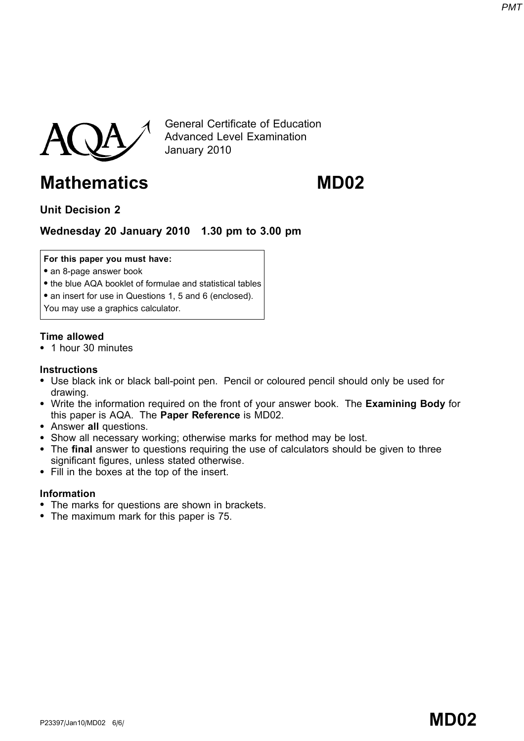General Certificate of Education
Advanced Level Examination
January 2010

# Mathematics MD02

**Unit Decision 2**

**Wednesday 20 January 2010 1.30 pm to 3.00 pm**

**For this paper you must have:**
- an 8-page answer book
- the blue AQA booklet of formulae and statistical tables
- an insert for use in Questions 1, 5 and 6 (enclosed).

You may use a graphics calculator.

**Time allowed**
- 1 hour 30 minutes

**Instructions**
- Use black ink or black ball-point pen. Pencil or coloured pencil should only be used for drawing.
- Write the information required on the front of your answer book. The **Examining Body** for this paper is AQA. The **Paper Reference** is MD02.
- Answer **all** questions.
- Show all necessary working; otherwise marks for method may be lost.
- The **final** answer to questions requiring the use of calculators should be given to three significant figures, unless stated otherwise.
- Fill in the boxes at the top of the insert.

**Information**
- The marks for questions are shown in brackets.
- The maximum mark for this paper is 75.

P23397/Jan10/MD02 6/6/

**MD02**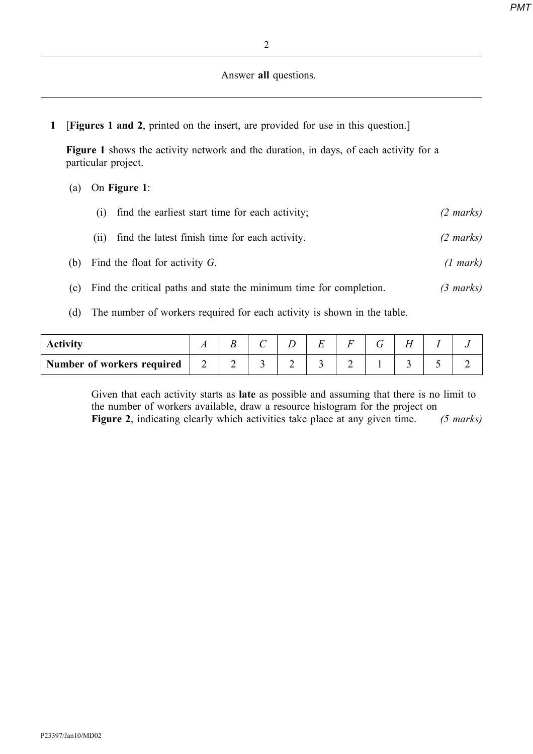Answer **all** questions.

---

**1** [**Figures 1 and 2**, printed on the insert, are provided for use in this question.]

**Figure 1** shows the activity network and the duration, in days, of each activity for a particular project.

(a) On **Figure 1**:

(i) find the earliest start time for each activity; *(2 marks)*

(ii) find the latest finish time for each activity. *(2 marks)*

(b) Find the float for activity $G$. *(1 mark)*

(c) Find the critical paths and state the minimum time for completion. *(3 marks)*

(d) The number of workers required for each activity is shown in the table.

| **Activity** | $A$ | $B$ | $C$ | $D$ | $E$ | $F$ | $G$ | $H$ | $I$ | $J$ |
|---|---|---|---|---|---|---|---|---|---|---|
| **Number of workers required** | 2 | 2 | 3 | 2 | 3 | 2 | 1 | 3 | 5 | 2 |

Given that each activity starts as **late** as possible and assuming that there is no limit to the number of workers available, draw a resource histogram for the project on **Figure 2**, indicating clearly which activities take place at any given time. *(5 marks)*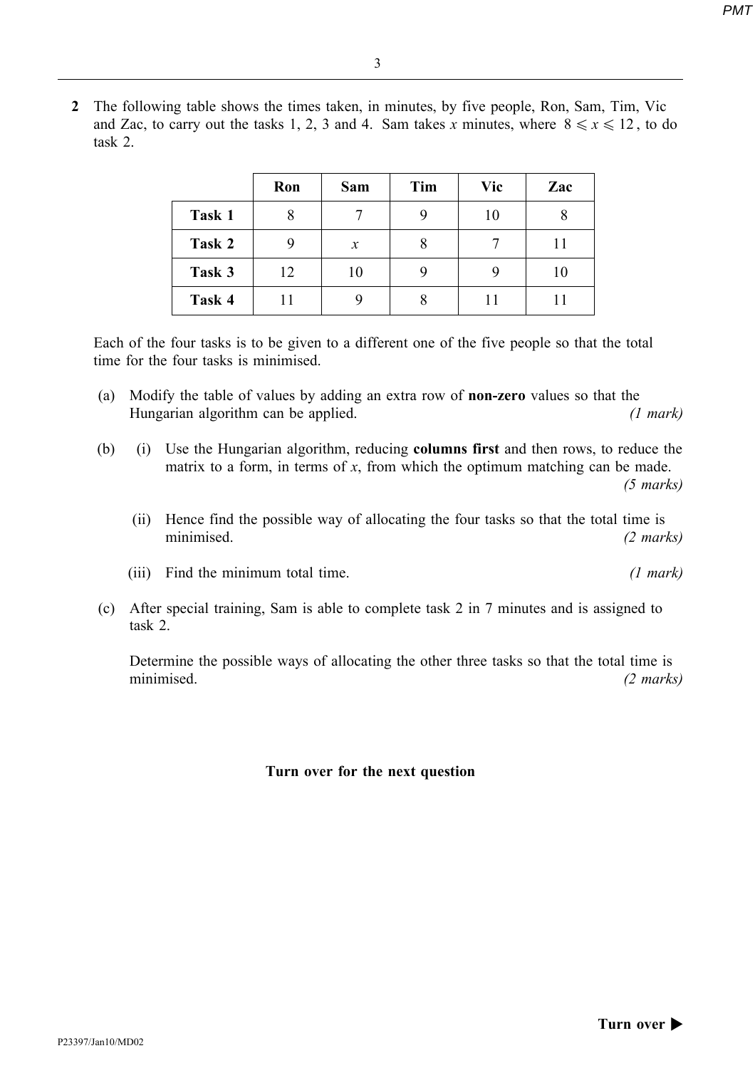**2** The following table shows the times taken, in minutes, by five people, Ron, Sam, Tim, Vic and Zac, to carry out the tasks 1, 2, 3 and 4. Sam takes $x$ minutes, where $8 \leqslant x \leqslant 12$, to do task 2.

| | **Ron** | **Sam** | **Tim** | **Vic** | **Zac** |
|---|---|---|---|---|---|
| **Task 1** | 8 | 7 | 9 | 10 | 8 |
| **Task 2** | 9 | $x$ | 8 | 7 | 11 |
| **Task 3** | 12 | 10 | 9 | 9 | 10 |
| **Task 4** | 11 | 9 | 8 | 11 | 11 |

Each of the four tasks is to be given to a different one of the five people so that the total time for the four tasks is minimised.

(a) Modify the table of values by adding an extra row of **non-zero** values so that the Hungarian algorithm can be applied. *(1 mark)*

(b) (i) Use the Hungarian algorithm, reducing **columns first** and then rows, to reduce the matrix to a form, in terms of $x$, from which the optimum matching can be made. *(5 marks)*

(ii) Hence find the possible way of allocating the four tasks so that the total time is minimised. *(2 marks)*

(iii) Find the minimum total time. *(1 mark)*

(c) After special training, Sam is able to complete task 2 in 7 minutes and is assigned to task 2.

Determine the possible ways of allocating the other three tasks so that the total time is minimised. *(2 marks)*

**Turn over for the next question**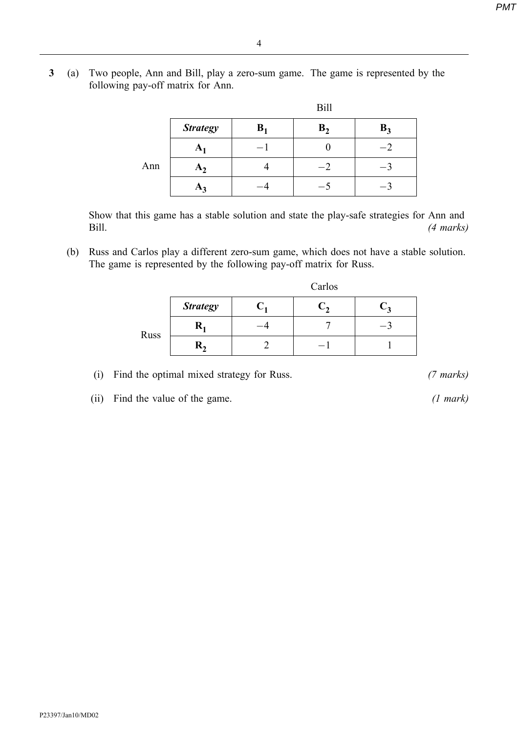**3** (a) Two people, Ann and Bill, play a zero-sum game. The game is represented by the following pay-off matrix for Ann.

| | | Bill | | |
|---|---|---|---|---|
| | ***Strategy*** | $\mathbf{B_1}$ | $\mathbf{B_2}$ | $\mathbf{B_3}$ |
| | $\mathbf{A_1}$ | $-1$ | $0$ | $-2$ |
| Ann | $\mathbf{A_2}$ | $4$ | $-2$ | $-3$ |
| | $\mathbf{A_3}$ | $-4$ | $-5$ | $-3$ |

Show that this game has a stable solution and state the play-safe strategies for Ann and Bill. *(4 marks)*

(b) Russ and Carlos play a different zero-sum game, which does not have a stable solution. The game is represented by the following pay-off matrix for Russ.

| | | Carlos | | |
|---|---|---|---|---|
| | ***Strategy*** | $\mathbf{C_1}$ | $\mathbf{C_2}$ | $\mathbf{C_3}$ |
| Russ | $\mathbf{R_1}$ | $-4$ | $7$ | $-3$ |
| | $\mathbf{R_2}$ | $2$ | $-1$ | $1$ |

(i) Find the optimal mixed strategy for Russ. *(7 marks)*

(ii) Find the value of the game. *(1 mark)*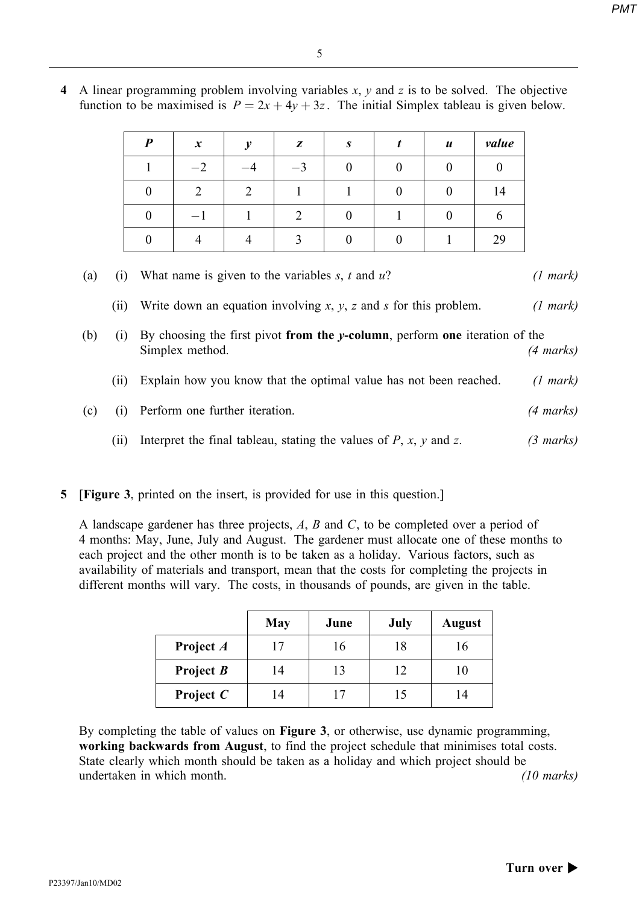**4** A linear programming problem involving variables $x$, $y$ and $z$ is to be solved. The objective function to be maximised is $P = 2x + 4y + 3z$. The initial Simplex tableau is given below.

| $P$ | $x$ | $y$ | $z$ | $s$ | $t$ | $u$ | *value* |
|---|---|---|---|---|---|---|---|
| 1 | $-2$ | $-4$ | $-3$ | 0 | 0 | 0 | 0 |
| 0 | 2 | 2 | 1 | 1 | 0 | 0 | 14 |
| 0 | $-1$ | 1 | 2 | 0 | 1 | 0 | 6 |
| 0 | 4 | 4 | 3 | 0 | 0 | 1 | 29 |

(a) (i) What name is given to the variables $s$, $t$ and $u$? *(1 mark)*

(ii) Write down an equation involving $x$, $y$, $z$ and $s$ for this problem. *(1 mark)*

(b) (i) By choosing the first pivot **from the $y$-column**, perform **one** iteration of the Simplex method. *(4 marks)*

(ii) Explain how you know that the optimal value has not been reached. *(1 mark)*

(c) (i) Perform one further iteration. *(4 marks)*

(ii) Interpret the final tableau, stating the values of $P$, $x$, $y$ and $z$. *(3 marks)*

**5** [**Figure 3**, printed on the insert, is provided for use in this question.]

A landscape gardener has three projects, $A$, $B$ and $C$, to be completed over a period of 4 months: May, June, July and August. The gardener must allocate one of these months to each project and the other month is to be taken as a holiday. Various factors, such as availability of materials and transport, mean that the costs for completing the projects in different months will vary. The costs, in thousands of pounds, are given in the table.

| | **May** | **June** | **July** | **August** |
|---|---|---|---|---|
| **Project *A*** | 17 | 16 | 18 | 16 |
| **Project *B*** | 14 | 13 | 12 | 10 |
| **Project *C*** | 14 | 17 | 15 | 14 |

By completing the table of values on **Figure 3**, or otherwise, use dynamic programming, **working backwards from August**, to find the project schedule that minimises total costs. State clearly which month should be taken as a holiday and which project should be undertaken in which month. *(10 marks)*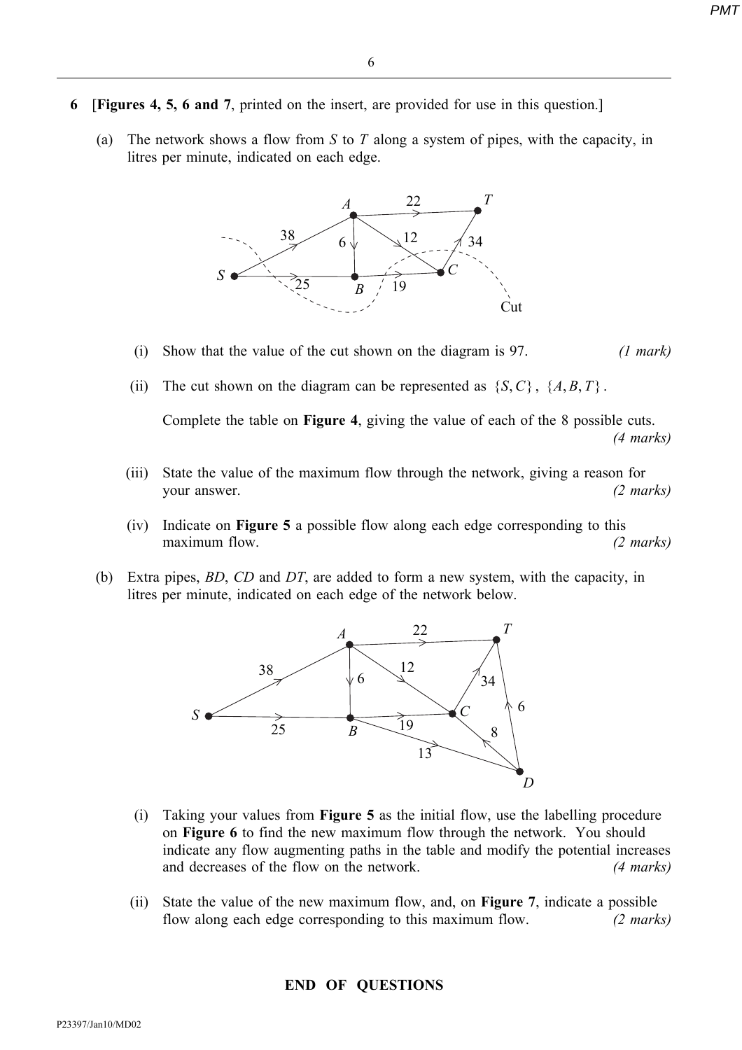**6** [**Figures 4, 5, 6 and 7**, printed on the insert, are provided for use in this question.]

(a) The network shows a flow from $S$ to $T$ along a system of pipes, with the capacity, in litres per minute, indicated on each edge.

(i) Show that the value of the cut shown on the diagram is 97. *(1 mark)*

(ii) The cut shown on the diagram can be represented as $\{S, C\}$, $\{A, B, T\}$.

Complete the table on **Figure 4**, giving the value of each of the 8 possible cuts. *(4 marks)*

(iii) State the value of the maximum flow through the network, giving a reason for your answer. *(2 marks)*

(iv) Indicate on **Figure 5** a possible flow along each edge corresponding to this maximum flow. *(2 marks)*

(b) Extra pipes, $BD$, $CD$ and $DT$, are added to form a new system, with the capacity, in litres per minute, indicated on each edge of the network below.

(i) Taking your values from **Figure 5** as the initial flow, use the labelling procedure on **Figure 6** to find the new maximum flow through the network. You should indicate any flow augmenting paths in the table and modify the potential increases and decreases of the flow on the network. *(4 marks)*

(ii) State the value of the new maximum flow, and, on **Figure 7**, indicate a possible flow along each edge corresponding to this maximum flow. *(2 marks)*

**END OF QUESTIONS**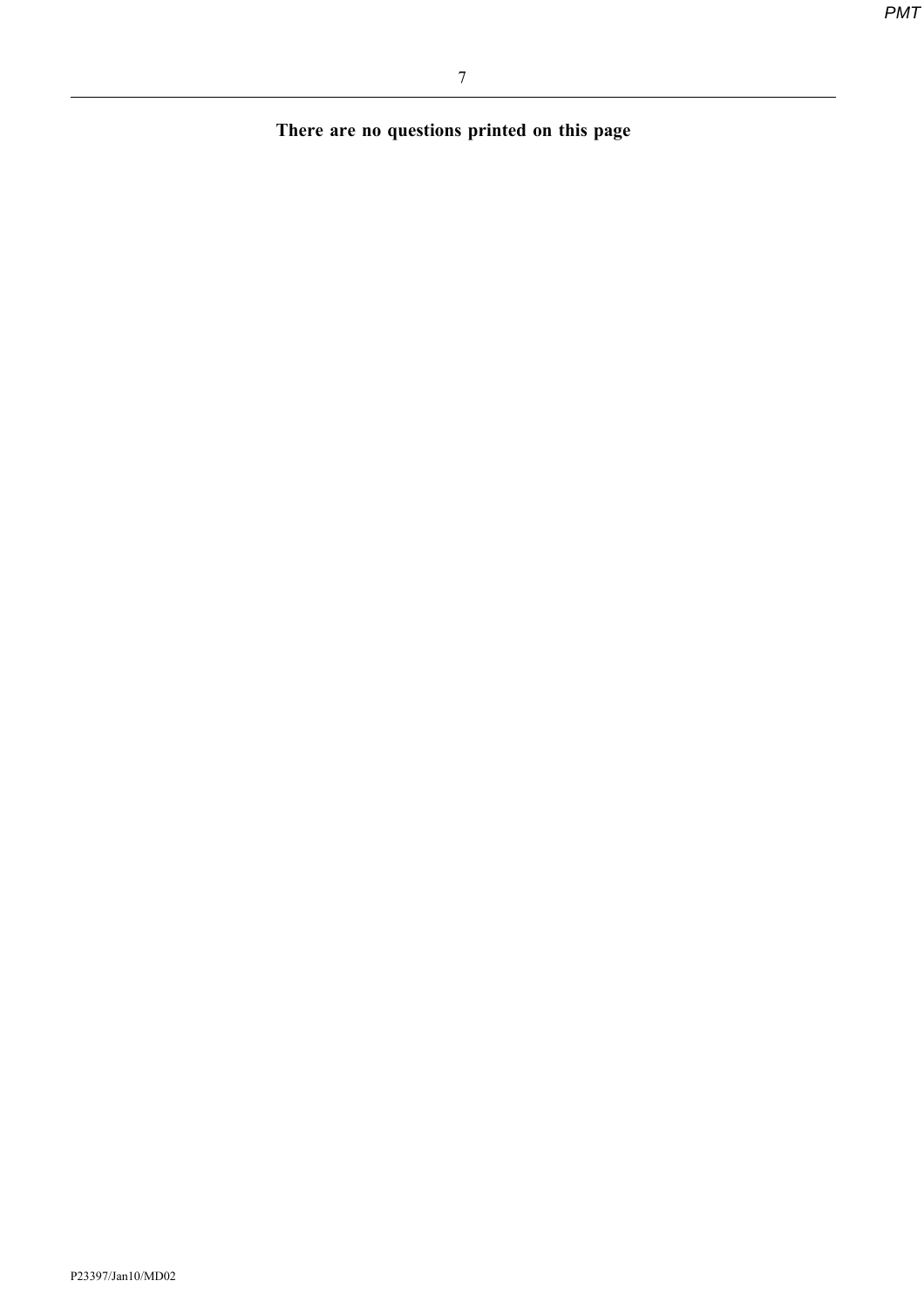**There are no questions printed on this page**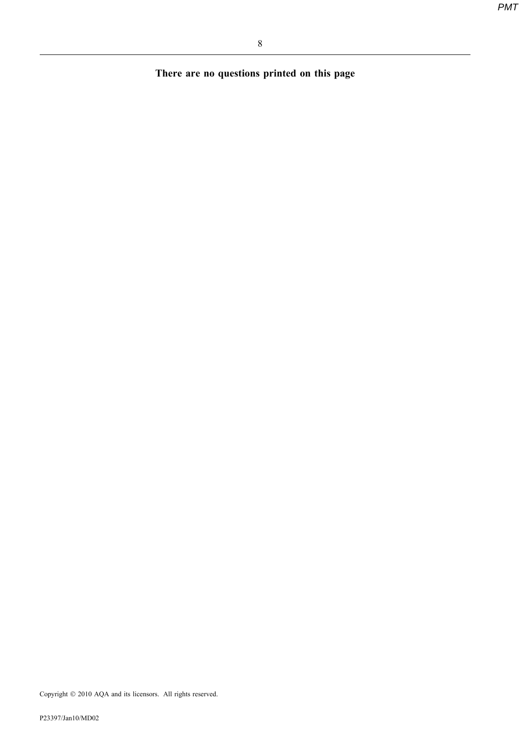**There are no questions printed on this page**

Copyright © 2010 AQA and its licensors. All rights reserved.

P23397/Jan10/MD02